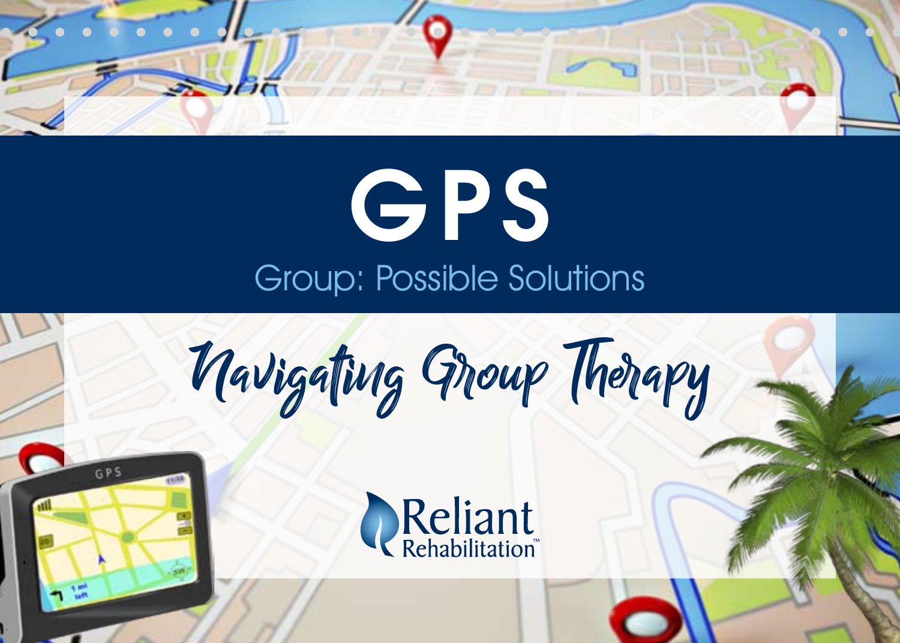# GPS

## Group: Possible Solutions

*Navigating Group Therapy*

Reliant Rehabilitation™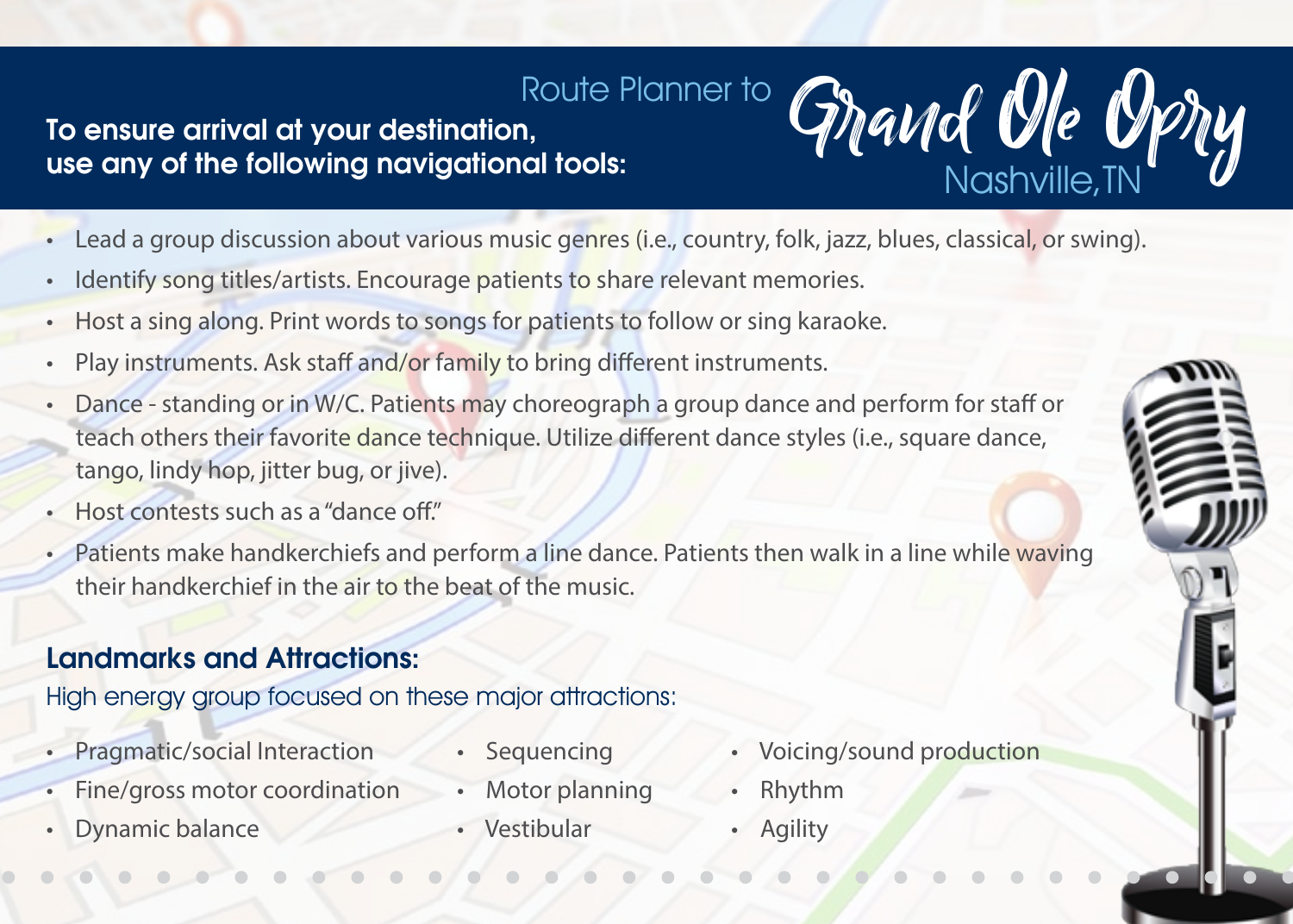# Route Planner to Grand Ole Opry Nashville, TN

**To ensure arrival at your destination, use any of the following navigational tools:**

- Lead a group discussion about various music genres (i.e., country, folk, jazz, blues, classical, or swing).
- Identify song titles/artists. Encourage patients to share relevant memories.
- Host a sing along. Print words to songs for patients to follow or sing karaoke.
- Play instruments. Ask staff and/or family to bring different instruments.
- Dance - standing or in W/C. Patients may choreograph a group dance and perform for staff or teach others their favorite dance technique. Utilize different dance styles (i.e., square dance, tango, lindy hop, jitter bug, or jive).
- Host contests such as a "dance off."
- Patients make handkerchiefs and perform a line dance. Patients then walk in a line while waving their handkerchief in the air to the beat of the music.

## Landmarks and Attractions:

High energy group focused on these major attractions:

- Pragmatic/social Interaction
- Fine/gross motor coordination
- Dynamic balance
- Sequencing
- Motor planning
- Vestibular
- Voicing/sound production
- Rhythm
- Agility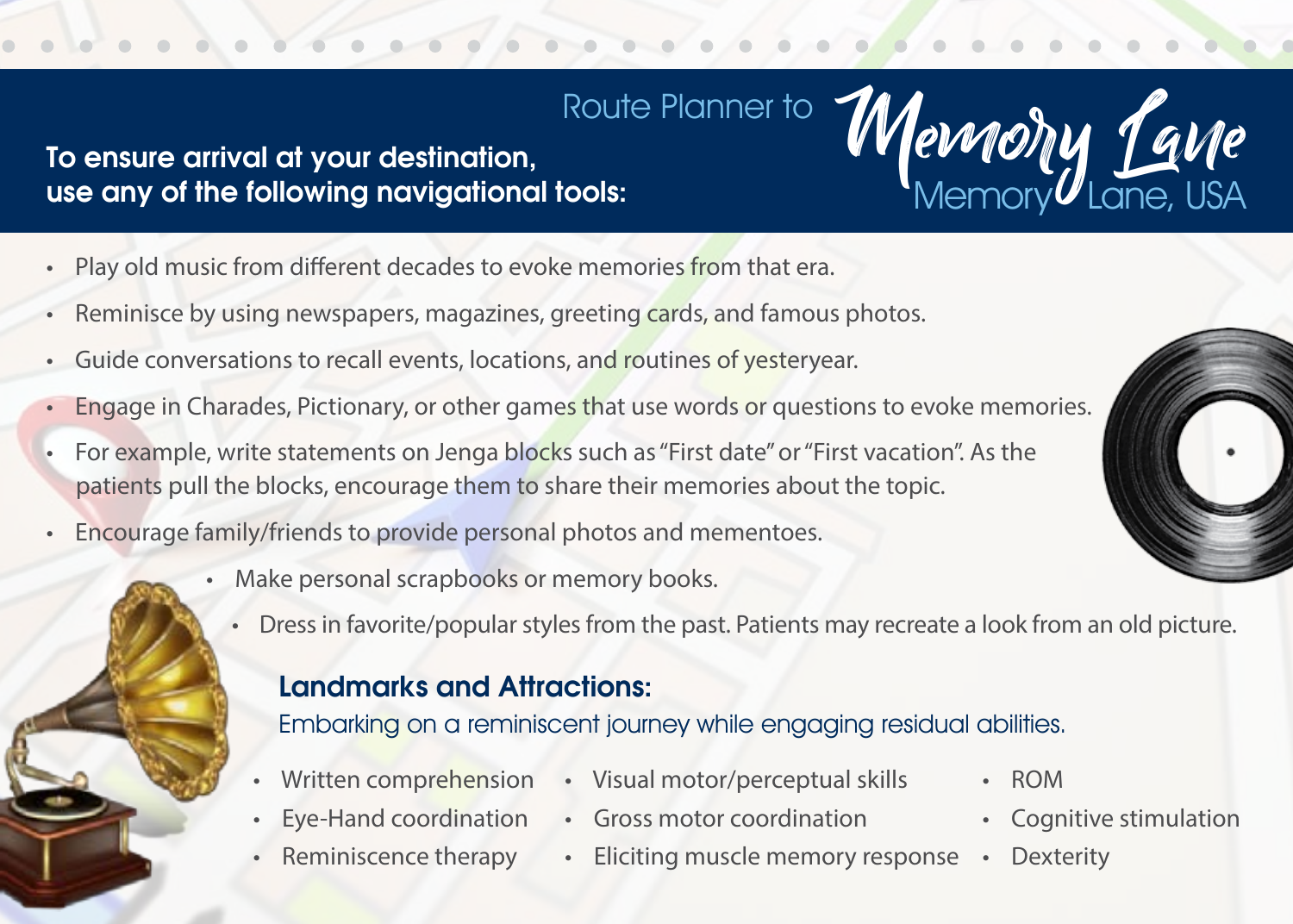# Route Planner to Memory Lane

## Memory Lane, USA

**To ensure arrival at your destination, use any of the following navigational tools:**

- Play old music from different decades to evoke memories from that era.
- Reminisce by using newspapers, magazines, greeting cards, and famous photos.
- Guide conversations to recall events, locations, and routines of yesteryear.
- Engage in Charades, Pictionary, or other games that use words or questions to evoke memories.
- For example, write statements on Jenga blocks such as "First date" or "First vacation". As the patients pull the blocks, encourage them to share their memories about the topic.
- Encourage family/friends to provide personal photos and mementoes.
- Make personal scrapbooks or memory books.
- Dress in favorite/popular styles from the past. Patients may recreate a look from an old picture.

### Landmarks and Attractions:

Embarking on a reminiscent journey while engaging residual abilities.

- Written comprehension
- Eye-Hand coordination
- Reminiscence therapy
- Visual motor/perceptual skills
- Gross motor coordination
- Eliciting muscle memory response
- ROM
- Cognitive stimulation
- Dexterity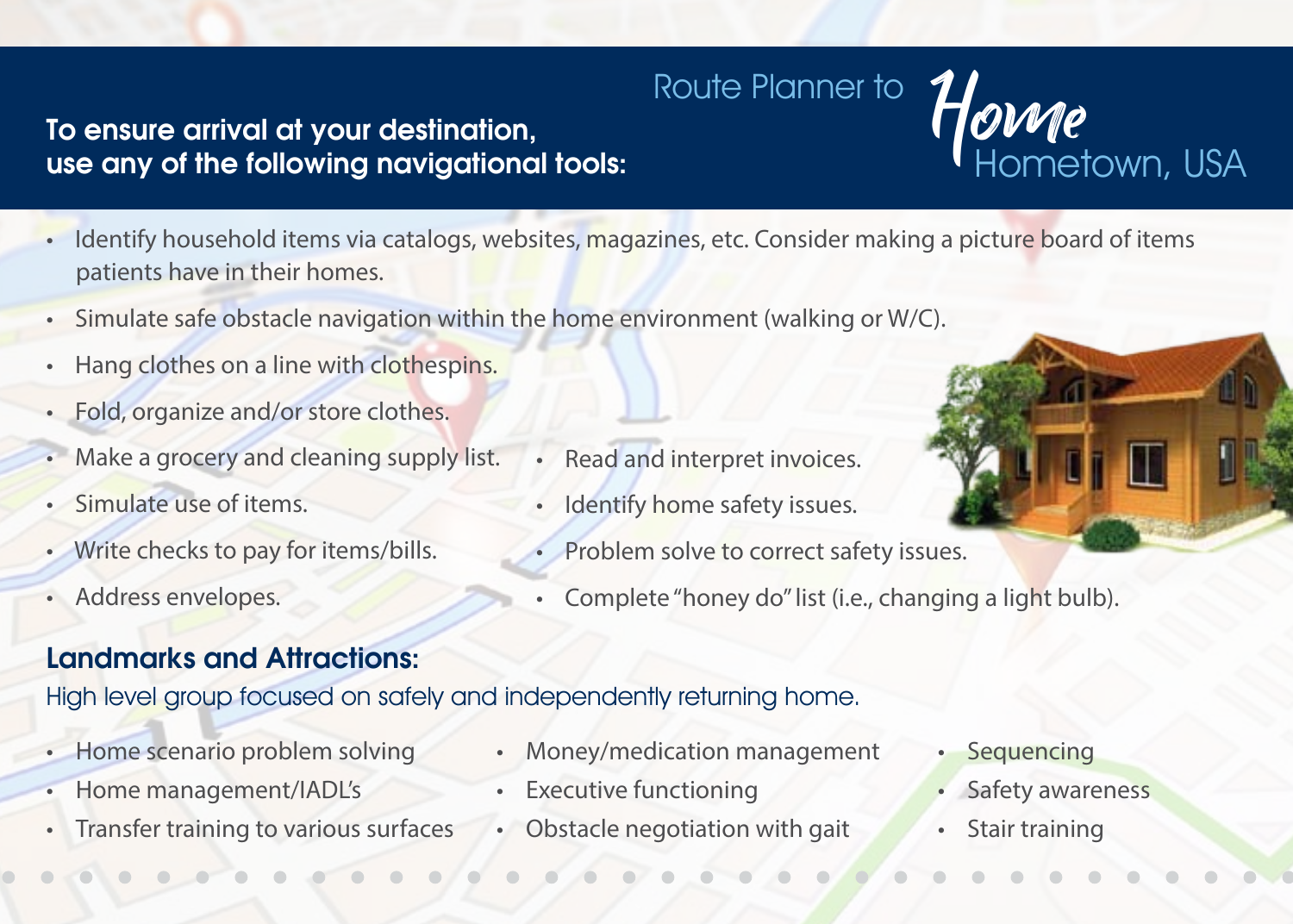# Route Planner to *Home* Hometown, USA

**To ensure arrival at your destination, use any of the following navigational tools:**

- Identify household items via catalogs, websites, magazines, etc. Consider making a picture board of items patients have in their homes.
- Simulate safe obstacle navigation within the home environment (walking or W/C).
- Hang clothes on a line with clothespins.
- Fold, organize and/or store clothes.
- Make a grocery and cleaning supply list.
- Simulate use of items.
- Write checks to pay for items/bills.
- Address envelopes.
- Read and interpret invoices.
- Identify home safety issues.
- Problem solve to correct safety issues.
- Complete "honey do" list (i.e., changing a light bulb).

## Landmarks and Attractions:

High level group focused on safely and independently returning home.

- Home scenario problem solving
- Home management/IADL's
- Transfer training to various surfaces
- Money/medication management
- Executive functioning
- Obstacle negotiation with gait
- Sequencing
- Safety awareness
- Stair training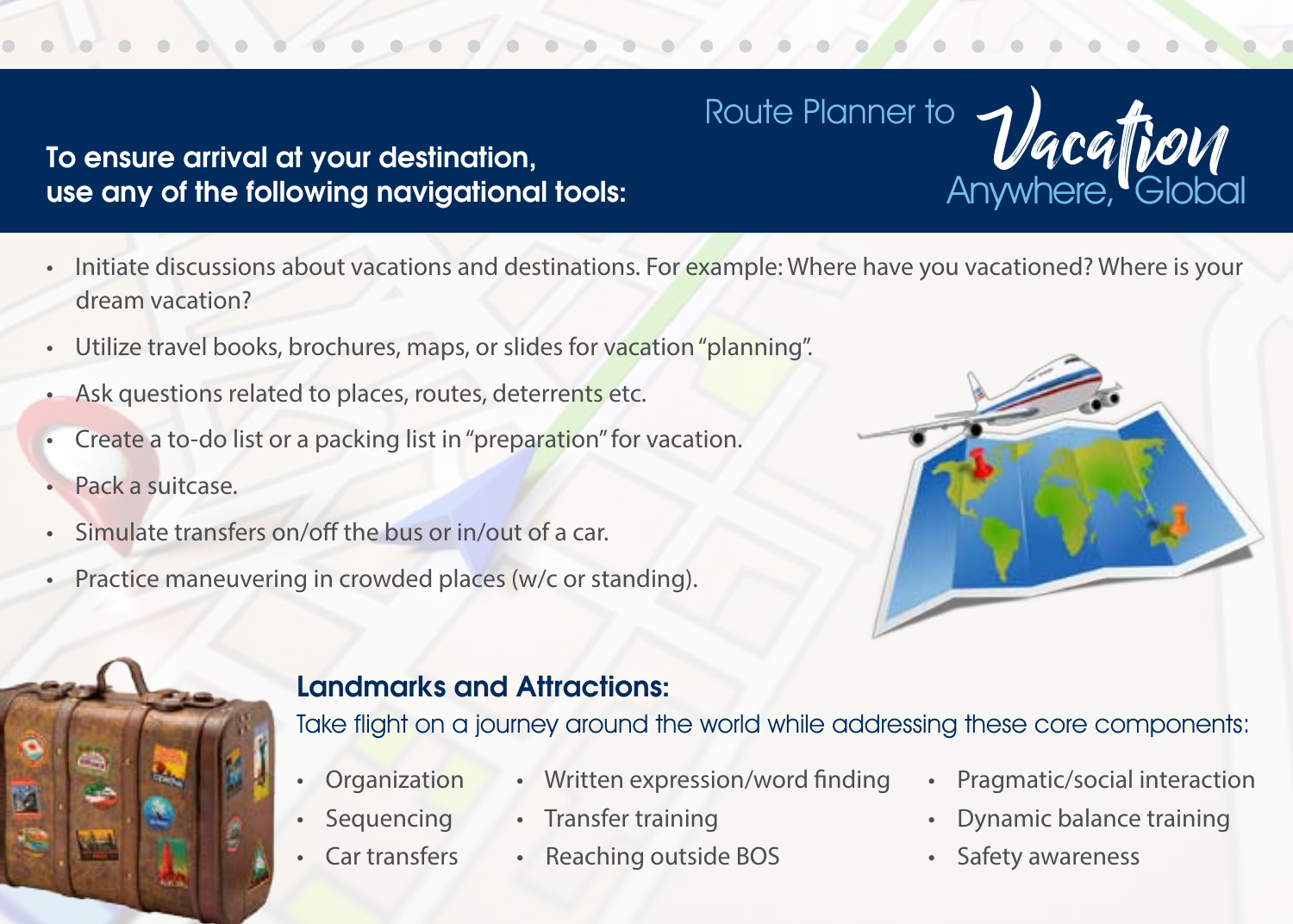# Route Planner to *Vacation* Anywhere, Global

**To ensure arrival at your destination, use any of the following navigational tools:**

- Initiate discussions about vacations and destinations. For example: Where have you vacationed? Where is your dream vacation?
- Utilize travel books, brochures, maps, or slides for vacation "planning".
- Ask questions related to places, routes, deterrents etc.
- Create a to-do list or a packing list in "preparation" for vacation.
- Pack a suitcase.
- Simulate transfers on/off the bus or in/out of a car.
- Practice maneuvering in crowded places (w/c or standing).

## Landmarks and Attractions:

Take flight on a journey around the world while addressing these core components:

- Organization
- Sequencing
- Car transfers
- Written expression/word finding
- Transfer training
- Reaching outside BOS
- Pragmatic/social interaction
- Dynamic balance training
- Safety awareness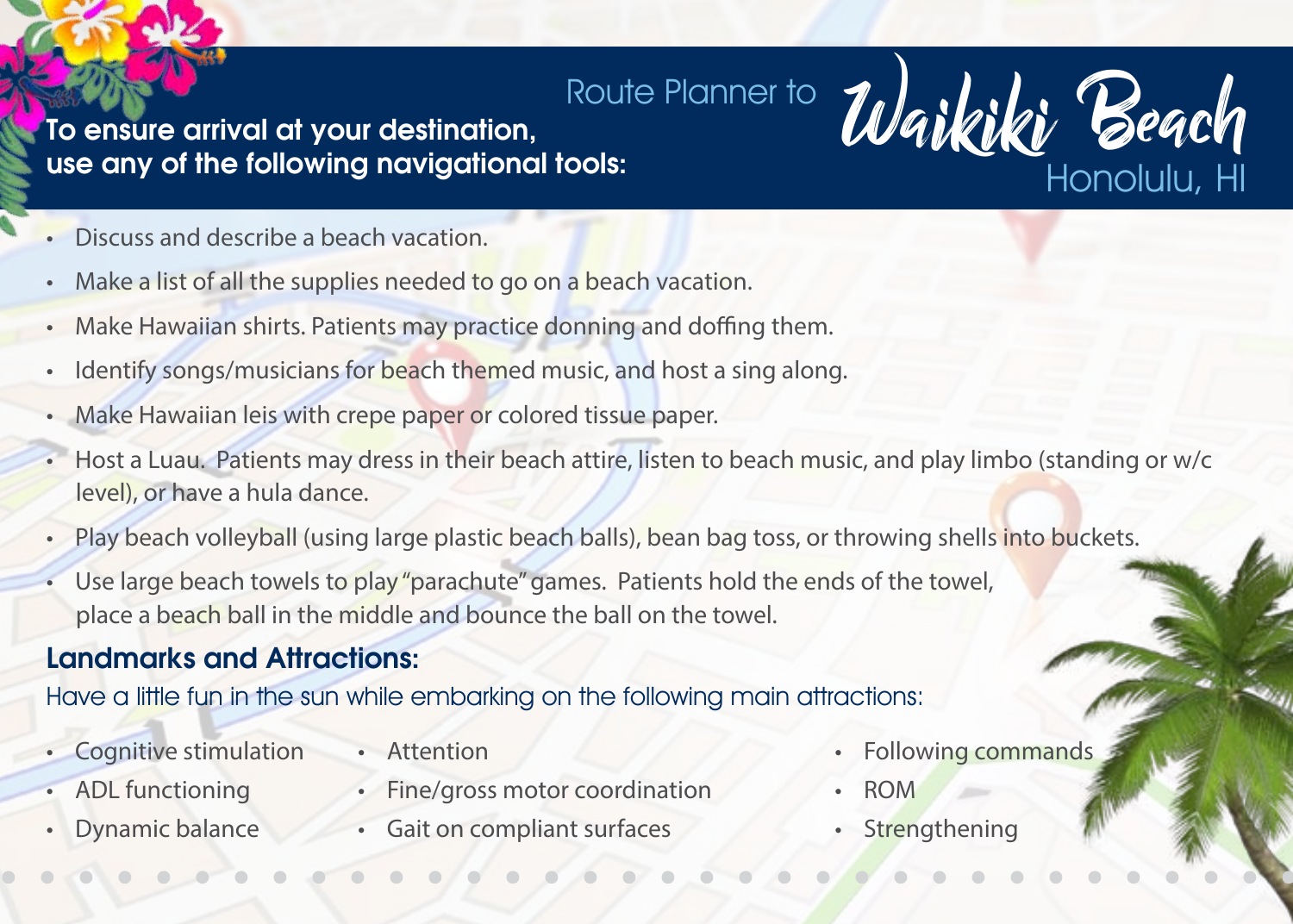# Route Planner to Waikiki Beach Honolulu, HI

**To ensure arrival at your destination, use any of the following navigational tools:**

- Discuss and describe a beach vacation.
- Make a list of all the supplies needed to go on a beach vacation.
- Make Hawaiian shirts. Patients may practice donning and doffing them.
- Identify songs/musicians for beach themed music, and host a sing along.
- Make Hawaiian leis with crepe paper or colored tissue paper.
- Host a Luau. Patients may dress in their beach attire, listen to beach music, and play limbo (standing or w/c level), or have a hula dance.
- Play beach volleyball (using large plastic beach balls), bean bag toss, or throwing shells into buckets.
- Use large beach towels to play "parachute" games. Patients hold the ends of the towel, place a beach ball in the middle and bounce the ball on the towel.

## Landmarks and Attractions:

Have a little fun in the sun while embarking on the following main attractions:

- Cognitive stimulation
- ADL functioning
- Dynamic balance
- Attention
- Fine/gross motor coordination
- Gait on compliant surfaces
- Following commands
- ROM
- Strengthening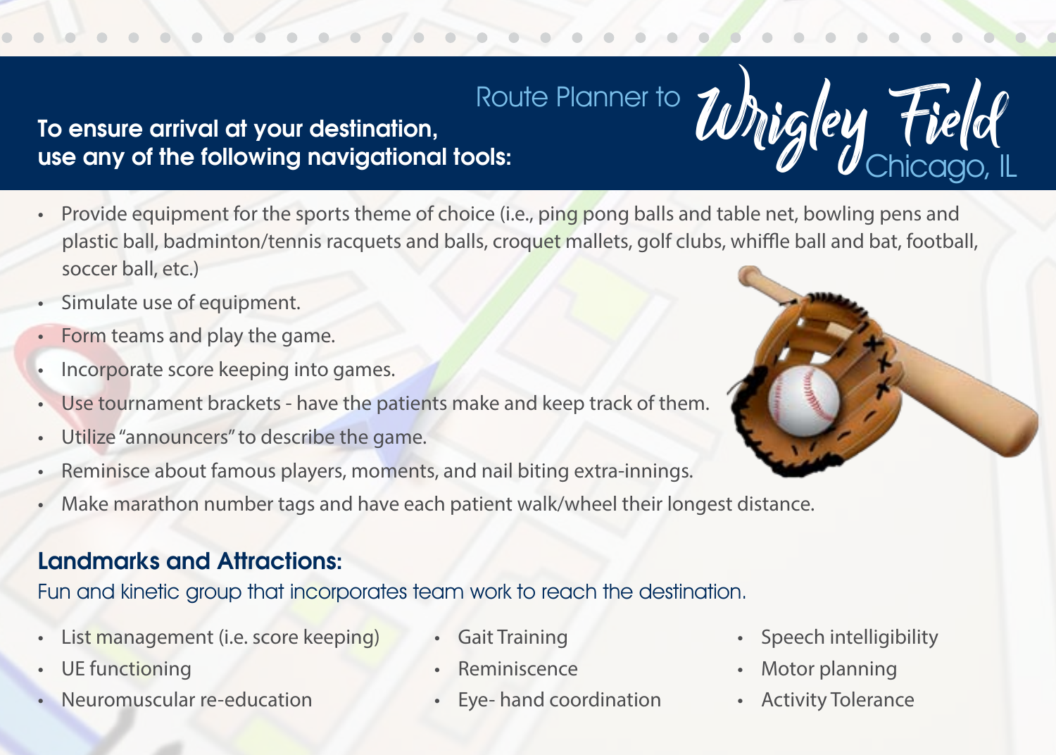# Route Planner to Wrigley Field Chicago, IL

**To ensure arrival at your destination, use any of the following navigational tools:**

- Provide equipment for the sports theme of choice (i.e., ping pong balls and table net, bowling pens and plastic ball, badminton/tennis racquets and balls, croquet mallets, golf clubs, whiffle ball and bat, football, soccer ball, etc.)
- Simulate use of equipment.
- Form teams and play the game.
- Incorporate score keeping into games.
- Use tournament brackets - have the patients make and keep track of them.
- Utilize "announcers" to describe the game.
- Reminisce about famous players, moments, and nail biting extra-innings.
- Make marathon number tags and have each patient walk/wheel their longest distance.

## Landmarks and Attractions:

Fun and kinetic group that incorporates team work to reach the destination.

- List management (i.e. score keeping)
- UE functioning
- Neuromuscular re-education
- Gait Training
- Reminiscence
- Eye- hand coordination
- Speech intelligibility
- Motor planning
- Activity Tolerance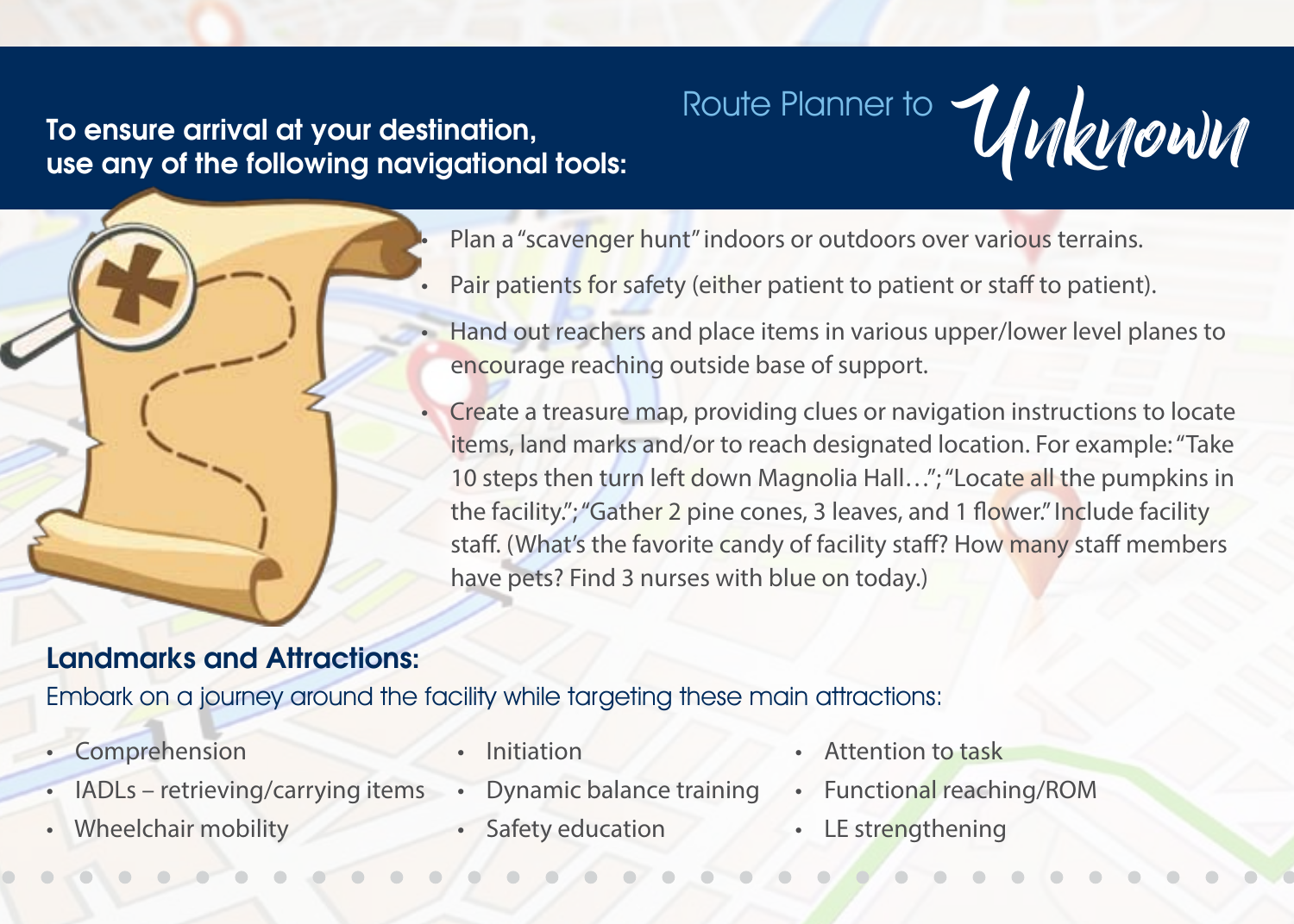## Route Planner to *Unknown*

**To ensure arrival at your destination, use any of the following navigational tools:**

- Plan a "scavenger hunt" indoors or outdoors over various terrains.
- Pair patients for safety (either patient to patient or staff to patient).
- Hand out reachers and place items in various upper/lower level planes to encourage reaching outside base of support.
- Create a treasure map, providing clues or navigation instructions to locate items, land marks and/or to reach designated location. For example: "Take 10 steps then turn left down Magnolia Hall…"; "Locate all the pumpkins in the facility."; "Gather 2 pine cones, 3 leaves, and 1 flower." Include facility staff. (What's the favorite candy of facility staff? How many staff members have pets? Find 3 nurses with blue on today.)

### Landmarks and Attractions:

Embark on a journey around the facility while targeting these main attractions:

- Comprehension
- IADLs – retrieving/carrying items
- Wheelchair mobility
- Initiation
- Dynamic balance training
- Safety education
- Attention to task
- Functional reaching/ROM
- LE strengthening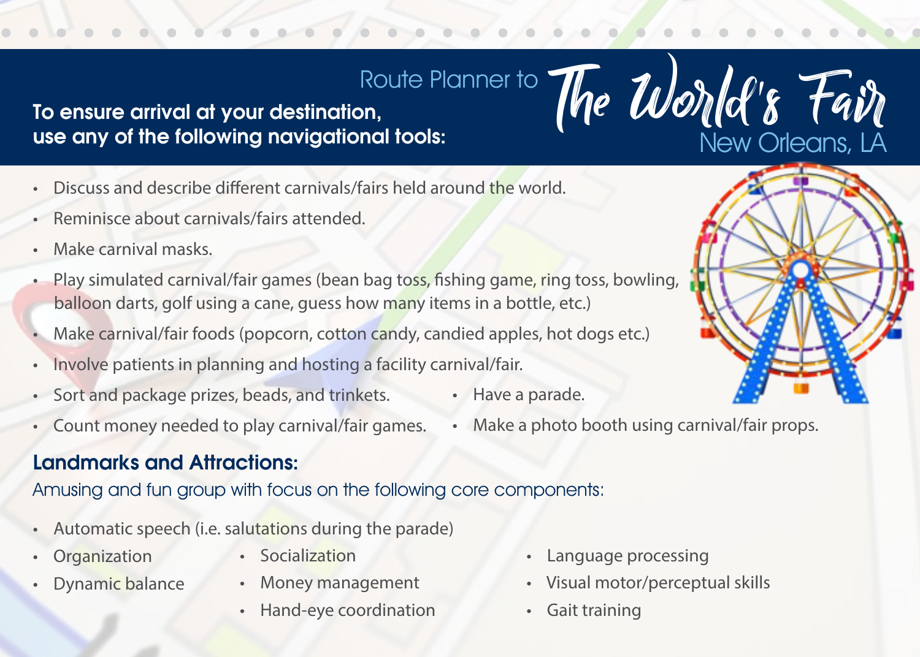# Route Planner to The World's Fair
## New Orleans, LA

**To ensure arrival at your destination, use any of the following navigational tools:**

- Discuss and describe different carnivals/fairs held around the world.
- Reminisce about carnivals/fairs attended.
- Make carnival masks.
- Play simulated carnival/fair games (bean bag toss, fishing game, ring toss, bowling, balloon darts, golf using a cane, guess how many items in a bottle, etc.)
- Make carnival/fair foods (popcorn, cotton candy, candied apples, hot dogs etc.)
- Involve patients in planning and hosting a facility carnival/fair.
- Sort and package prizes, beads, and trinkets.
- Count money needed to play carnival/fair games.
- Have a parade.
- Make a photo booth using carnival/fair props.

## Landmarks and Attractions:

Amusing and fun group with focus on the following core components:

- Automatic speech (i.e. salutations during the parade)
- Organization
- Dynamic balance
- Socialization
- Money management
- Hand-eye coordination
- Language processing
- Visual motor/perceptual skills
- Gait training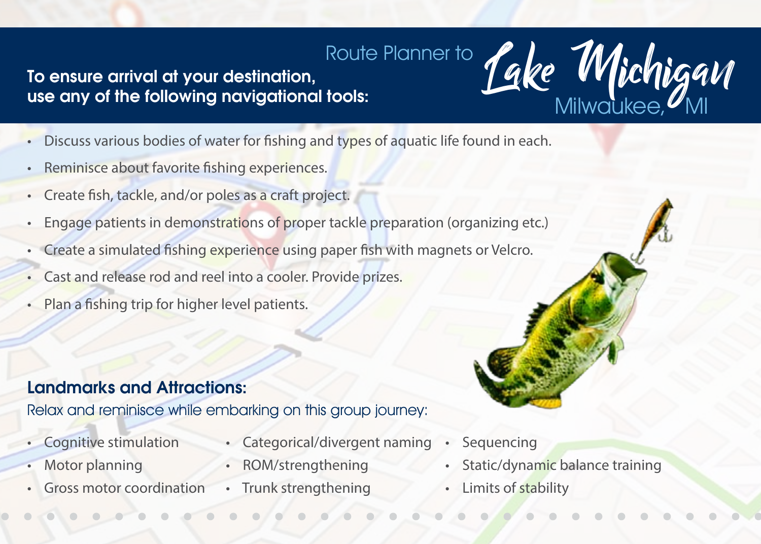# Route Planner to Lake Michigan

## Milwaukee, MI

**To ensure arrival at your destination, use any of the following navigational tools:**

- Discuss various bodies of water for fishing and types of aquatic life found in each.
- Reminisce about favorite fishing experiences.
- Create fish, tackle, and/or poles as a craft project.
- Engage patients in demonstrations of proper tackle preparation (organizing etc.)
- Create a simulated fishing experience using paper fish with magnets or Velcro.
- Cast and release rod and reel into a cooler. Provide prizes.
- Plan a fishing trip for higher level patients.

### Landmarks and Attractions:

Relax and reminisce while embarking on this group journey:

- Cognitive stimulation
- Motor planning
- Gross motor coordination
- Categorical/divergent naming
- ROM/strengthening
- Trunk strengthening
- Sequencing
- Static/dynamic balance training
- Limits of stability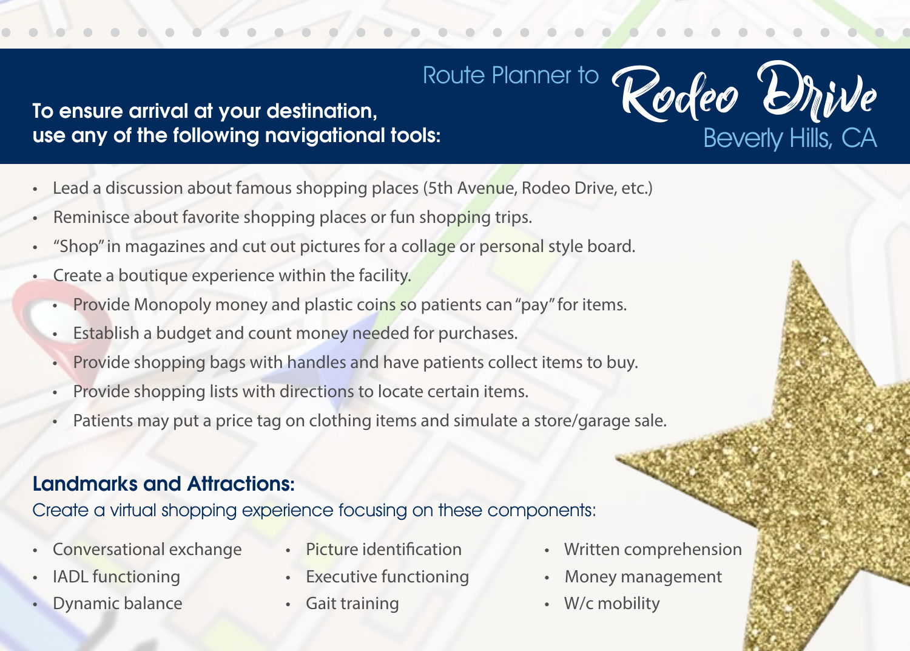# Route Planner to Rodeo Drive Beverly Hills, CA

**To ensure arrival at your destination, use any of the following navigational tools:**

- Lead a discussion about famous shopping places (5th Avenue, Rodeo Drive, etc.)
- Reminisce about favorite shopping places or fun shopping trips.
- "Shop" in magazines and cut out pictures for a collage or personal style board.
- Create a boutique experience within the facility.
  - Provide Monopoly money and plastic coins so patients can "pay" for items.
  - Establish a budget and count money needed for purchases.
  - Provide shopping bags with handles and have patients collect items to buy.
  - Provide shopping lists with directions to locate certain items.
  - Patients may put a price tag on clothing items and simulate a store/garage sale.

## Landmarks and Attractions:

Create a virtual shopping experience focusing on these components:

- Conversational exchange
- IADL functioning
- Dynamic balance
- Picture identification
- Executive functioning
- Gait training
- Written comprehension
- Money management
- W/c mobility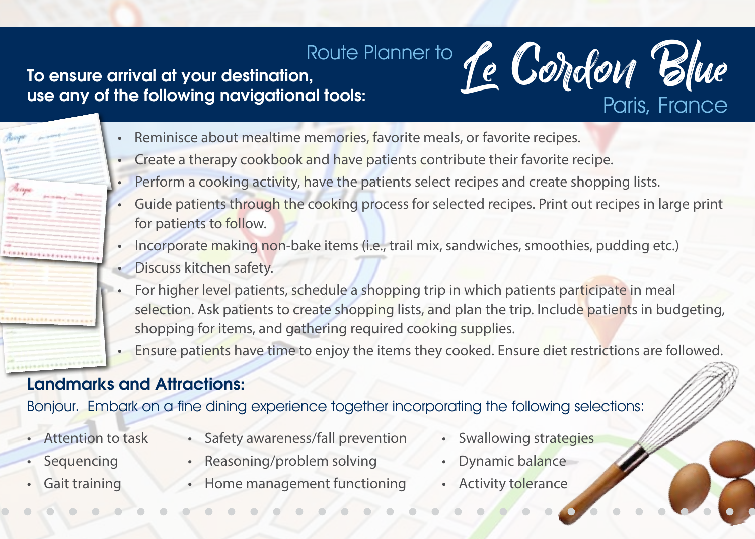# Route Planner to Le Cordon Blue

## Paris, France

**To ensure arrival at your destination, use any of the following navigational tools:**

- Reminisce about mealtime memories, favorite meals, or favorite recipes.
- Create a therapy cookbook and have patients contribute their favorite recipe.
- Perform a cooking activity, have the patients select recipes and create shopping lists.
- Guide patients through the cooking process for selected recipes. Print out recipes in large print for patients to follow.
- Incorporate making non-bake items (i.e., trail mix, sandwiches, smoothies, pudding etc.)
- Discuss kitchen safety.
- For higher level patients, schedule a shopping trip in which patients participate in meal selection. Ask patients to create shopping lists, and plan the trip. Include patients in budgeting, shopping for items, and gathering required cooking supplies.
- Ensure patients have time to enjoy the items they cooked. Ensure diet restrictions are followed.

## Landmarks and Attractions:

Bonjour. Embark on a fine dining experience together incorporating the following selections:

- Attention to task
- Sequencing
- Gait training
- Safety awareness/fall prevention
- Reasoning/problem solving
- Home management functioning
- Swallowing strategies
- Dynamic balance
- Activity tolerance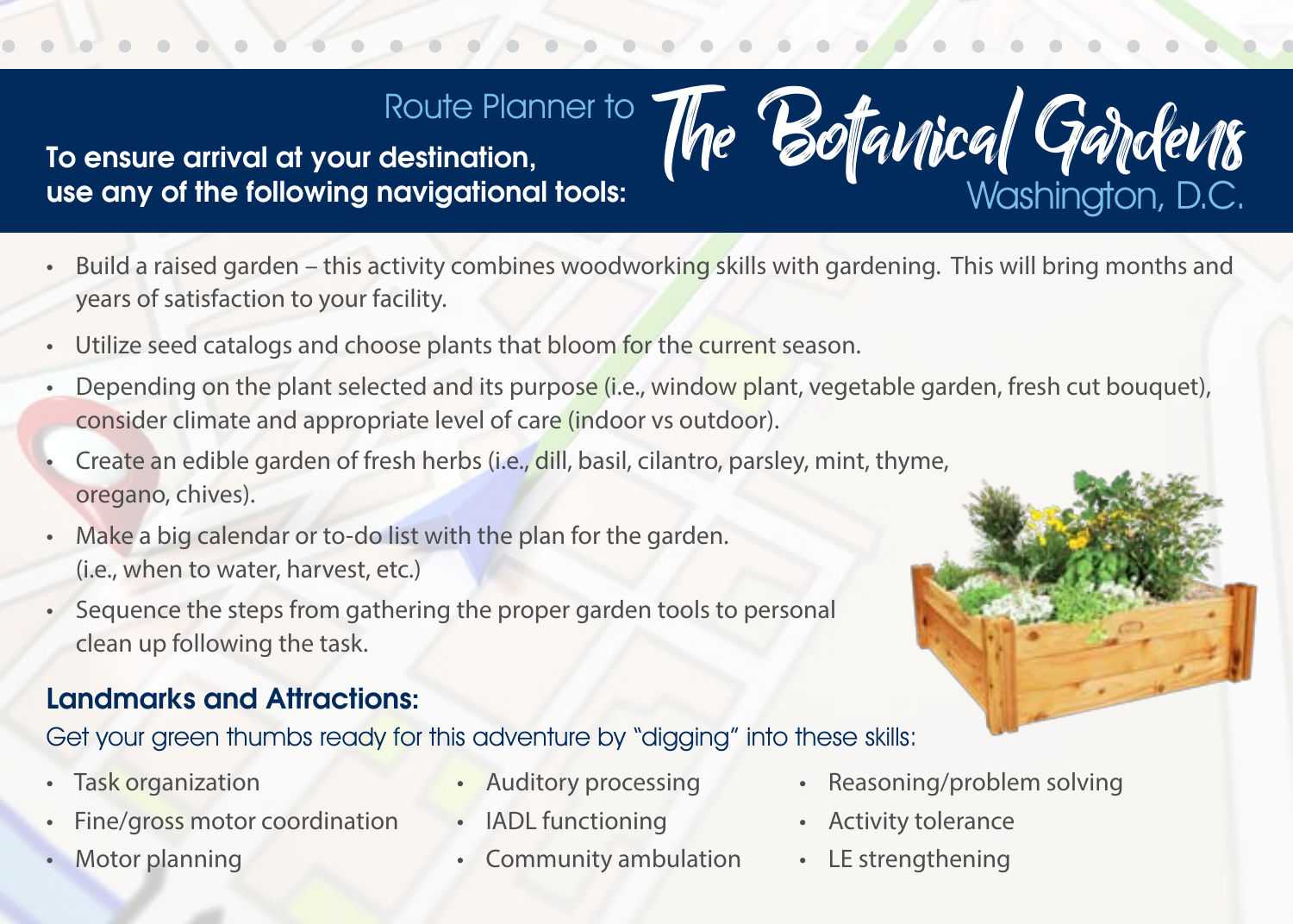# Route Planner to The Botanical Gardens Washington, D.C.

**To ensure arrival at your destination, use any of the following navigational tools:**

- Build a raised garden – this activity combines woodworking skills with gardening. This will bring months and years of satisfaction to your facility.
- Utilize seed catalogs and choose plants that bloom for the current season.
- Depending on the plant selected and its purpose (i.e., window plant, vegetable garden, fresh cut bouquet), consider climate and appropriate level of care (indoor vs outdoor).
- Create an edible garden of fresh herbs (i.e., dill, basil, cilantro, parsley, mint, thyme, oregano, chives).
- Make a big calendar or to-do list with the plan for the garden. (i.e., when to water, harvest, etc.)
- Sequence the steps from gathering the proper garden tools to personal clean up following the task.

## Landmarks and Attractions:

Get your green thumbs ready for this adventure by "digging" into these skills:

- Task organization
- Fine/gross motor coordination
- Motor planning
- Auditory processing
- IADL functioning
- Community ambulation
- Reasoning/problem solving
- Activity tolerance
- LE strengthening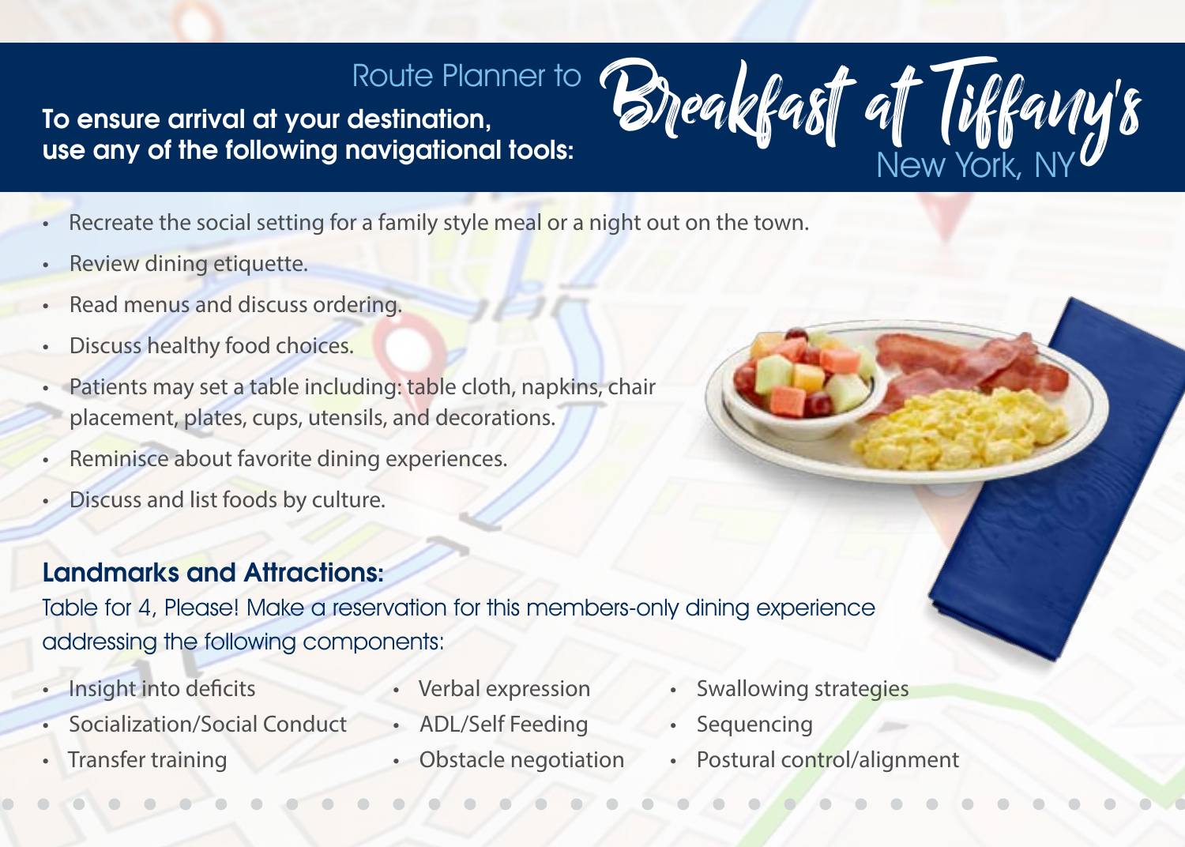# Route Planner to Breakfast at Tiffany's

## New York, NY

**To ensure arrival at your destination, use any of the following navigational tools:**

- Recreate the social setting for a family style meal or a night out on the town.
- Review dining etiquette.
- Read menus and discuss ordering.
- Discuss healthy food choices.
- Patients may set a table including: table cloth, napkins, chair placement, plates, cups, utensils, and decorations.
- Reminisce about favorite dining experiences.
- Discuss and list foods by culture.

## Landmarks and Attractions:

Table for 4, Please! Make a reservation for this members-only dining experience addressing the following components:

- Insight into deficits
- Socialization/Social Conduct
- Transfer training
- Verbal expression
- ADL/Self Feeding
- Obstacle negotiation
- Swallowing strategies
- Sequencing
- Postural control/alignment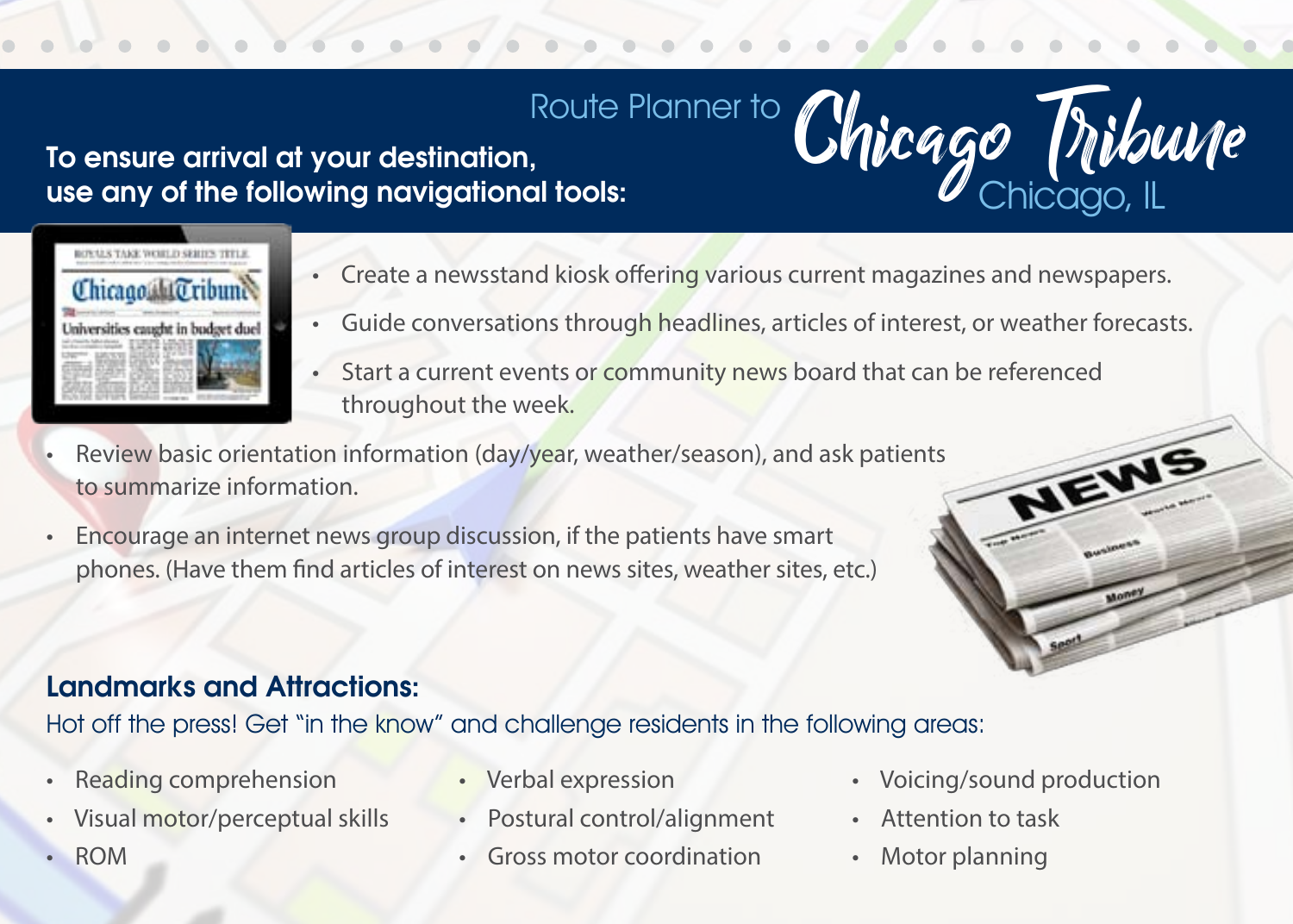# Route Planner to Chicago Tribune
## Chicago, IL

**To ensure arrival at your destination, use any of the following navigational tools:**

- Create a newsstand kiosk offering various current magazines and newspapers.
- Guide conversations through headlines, articles of interest, or weather forecasts.
- Start a current events or community news board that can be referenced throughout the week.
- Review basic orientation information (day/year, weather/season), and ask patients to summarize information.
- Encourage an internet news group discussion, if the patients have smart phones. (Have them find articles of interest on news sites, weather sites, etc.)

## Landmarks and Attractions:

Hot off the press! Get "in the know" and challenge residents in the following areas:

- Reading comprehension
- Visual motor/perceptual skills
- ROM
- Verbal expression
- Postural control/alignment
- Gross motor coordination
- Voicing/sound production
- Attention to task
- Motor planning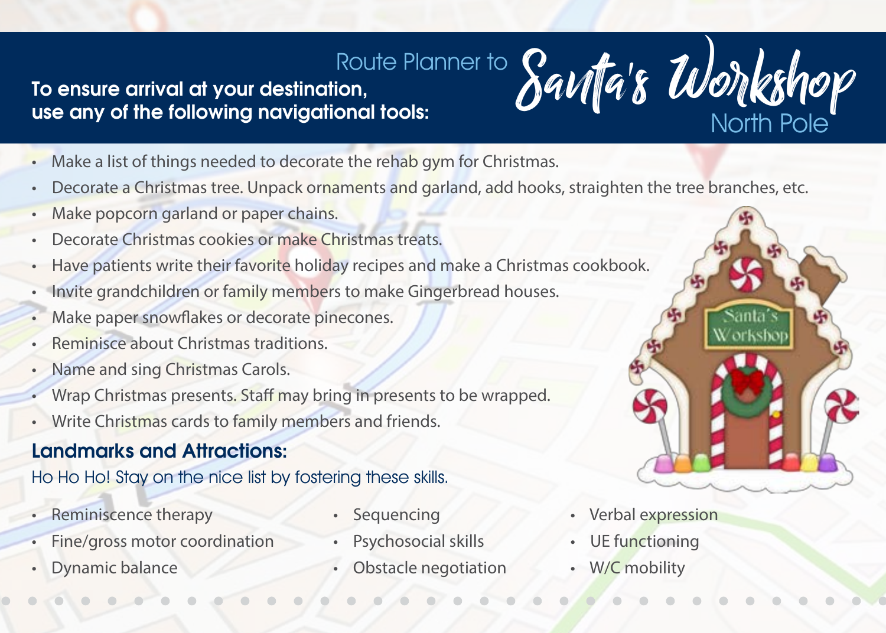# Route Planner to Santa's Workshop North Pole

**To ensure arrival at your destination, use any of the following navigational tools:**

- Make a list of things needed to decorate the rehab gym for Christmas.
- Decorate a Christmas tree. Unpack ornaments and garland, add hooks, straighten the tree branches, etc.
- Make popcorn garland or paper chains.
- Decorate Christmas cookies or make Christmas treats.
- Have patients write their favorite holiday recipes and make a Christmas cookbook.
- Invite grandchildren or family members to make Gingerbread houses.
- Make paper snowflakes or decorate pinecones.
- Reminisce about Christmas traditions.
- Name and sing Christmas Carols.
- Wrap Christmas presents. Staff may bring in presents to be wrapped.
- Write Christmas cards to family members and friends.

## Landmarks and Attractions:

Ho Ho Ho! Stay on the nice list by fostering these skills.

- Reminiscence therapy
- Fine/gross motor coordination
- Dynamic balance
- Sequencing
- Psychosocial skills
- Obstacle negotiation
- Verbal expression
- UE functioning
- W/C mobility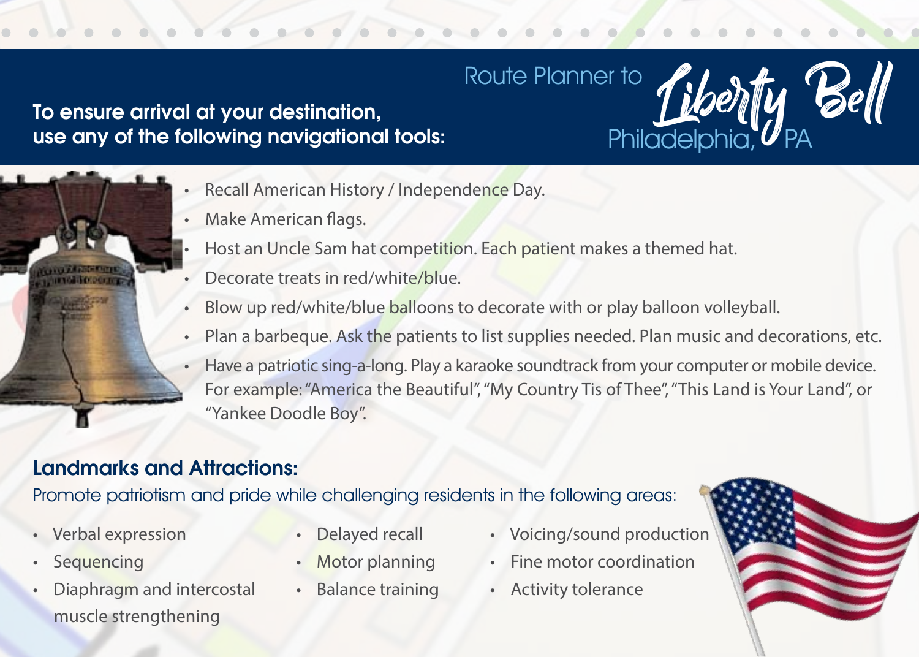# Route Planner to Liberty Bell

Philadelphia, PA

**To ensure arrival at your destination, use any of the following navigational tools:**

- Recall American History / Independence Day.
- Make American flags.
- Host an Uncle Sam hat competition. Each patient makes a themed hat.
- Decorate treats in red/white/blue.
- Blow up red/white/blue balloons to decorate with or play balloon volleyball.
- Plan a barbeque. Ask the patients to list supplies needed. Plan music and decorations, etc.
- Have a patriotic sing-a-long. Play a karaoke soundtrack from your computer or mobile device. For example: "America the Beautiful", "My Country Tis of Thee", "This Land is Your Land", or "Yankee Doodle Boy".

## Landmarks and Attractions:

Promote patriotism and pride while challenging residents in the following areas:

- Verbal expression
- Sequencing
- Diaphragm and intercostal muscle strengthening
- Delayed recall
- Motor planning
- Balance training
- Voicing/sound production
- Fine motor coordination
- Activity tolerance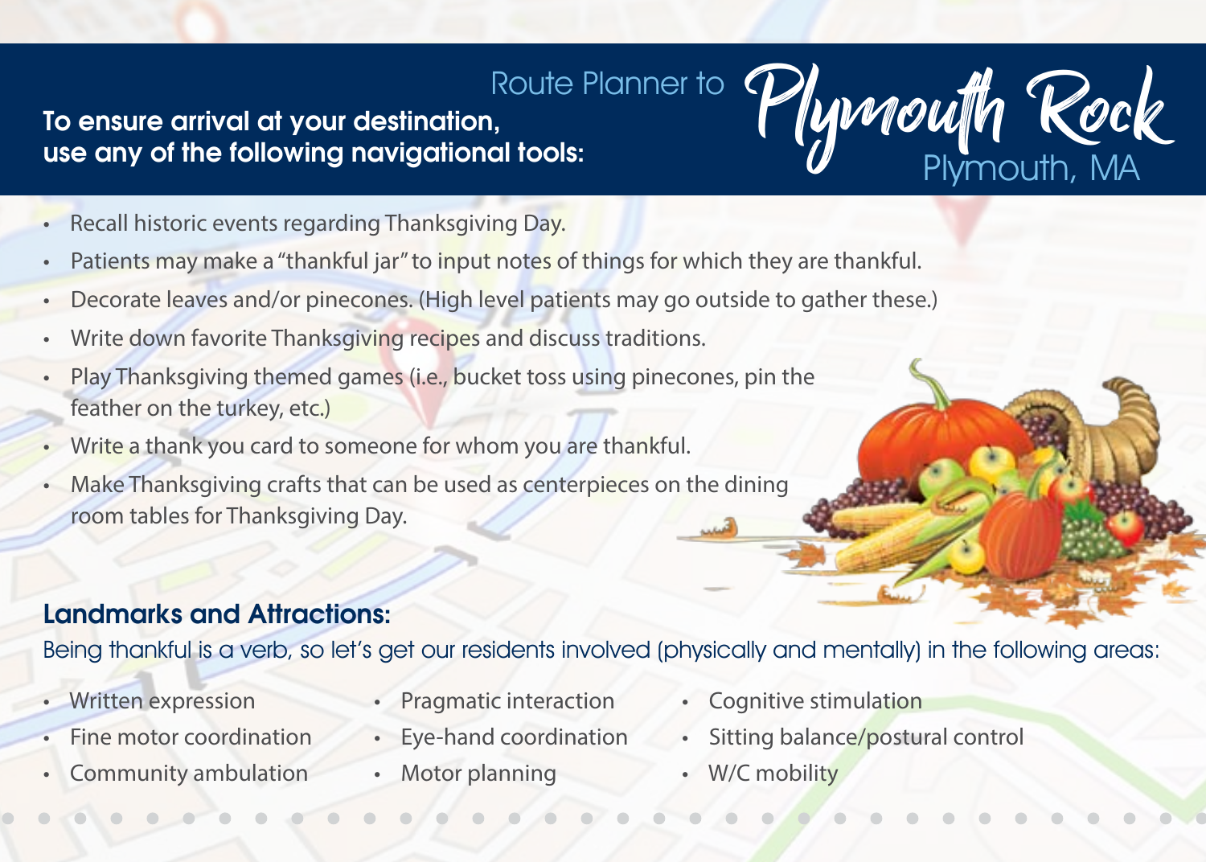# Route Planner to Plymouth Rock

## Plymouth, MA

**To ensure arrival at your destination, use any of the following navigational tools:**

- Recall historic events regarding Thanksgiving Day.
- Patients may make a "thankful jar" to input notes of things for which they are thankful.
- Decorate leaves and/or pinecones. (High level patients may go outside to gather these.)
- Write down favorite Thanksgiving recipes and discuss traditions.
- Play Thanksgiving themed games (i.e., bucket toss using pinecones, pin the feather on the turkey, etc.)
- Write a thank you card to someone for whom you are thankful.
- Make Thanksgiving crafts that can be used as centerpieces on the dining room tables for Thanksgiving Day.

## Landmarks and Attractions:

Being thankful is a verb, so let's get our residents involved (physically and mentally) in the following areas:

- Written expression
- Fine motor coordination
- Community ambulation
- Pragmatic interaction
- Eye-hand coordination
- Motor planning
- Cognitive stimulation
- Sitting balance/postural control
- W/C mobility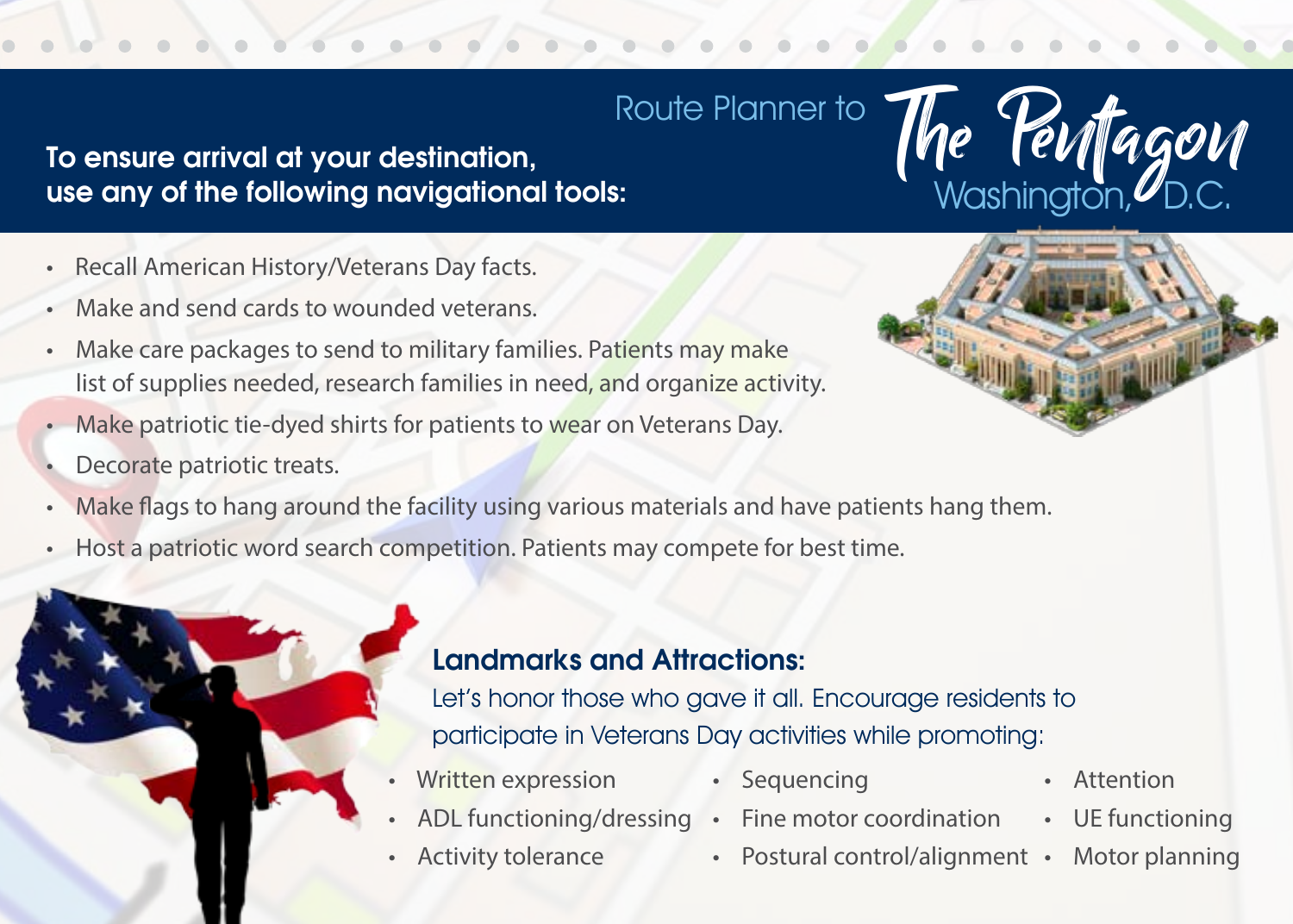# Route Planner to The Pentagon

## Washington, D.C.

**To ensure arrival at your destination, use any of the following navigational tools:**

- Recall American History/Veterans Day facts.
- Make and send cards to wounded veterans.
- Make care packages to send to military families. Patients may make list of supplies needed, research families in need, and organize activity.
- Make patriotic tie-dyed shirts for patients to wear on Veterans Day.
- Decorate patriotic treats.
- Make flags to hang around the facility using various materials and have patients hang them.
- Host a patriotic word search competition. Patients may compete for best time.

### Landmarks and Attractions:

Let's honor those who gave it all. Encourage residents to participate in Veterans Day activities while promoting:

- Written expression
- ADL functioning/dressing
- Activity tolerance
- Sequencing
- Fine motor coordination
- Postural control/alignment
- Attention
- UE functioning
- Motor planning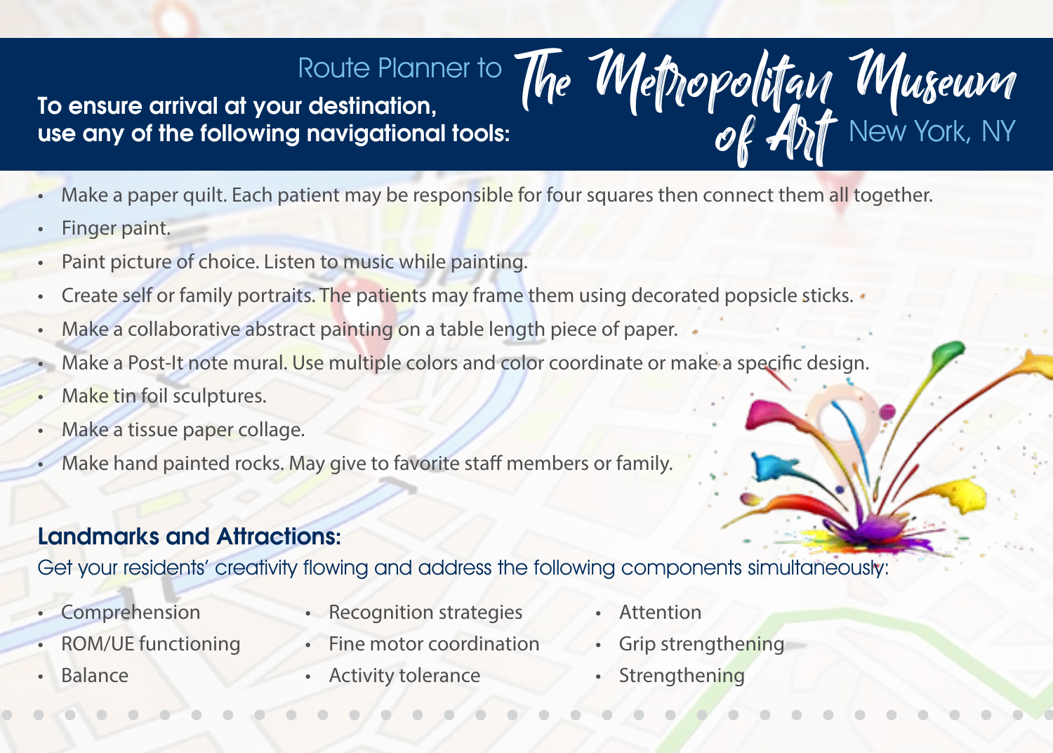# Route Planner to The Metropolitan Museum of Art New York, NY

**To ensure arrival at your destination, use any of the following navigational tools:**

- Make a paper quilt. Each patient may be responsible for four squares then connect them all together.
- Finger paint.
- Paint picture of choice. Listen to music while painting.
- Create self or family portraits. The patients may frame them using decorated popsicle sticks.
- Make a collaborative abstract painting on a table length piece of paper.
- Make a Post-It note mural. Use multiple colors and color coordinate or make a specific design.
- Make tin foil sculptures.
- Make a tissue paper collage.
- Make hand painted rocks. May give to favorite staff members or family.

## Landmarks and Attractions:

Get your residents' creativity flowing and address the following components simultaneously:

- Comprehension
- ROM/UE functioning
- Balance
- Recognition strategies
- Fine motor coordination
- Activity tolerance
- Attention
- Grip strengthening
- Strengthening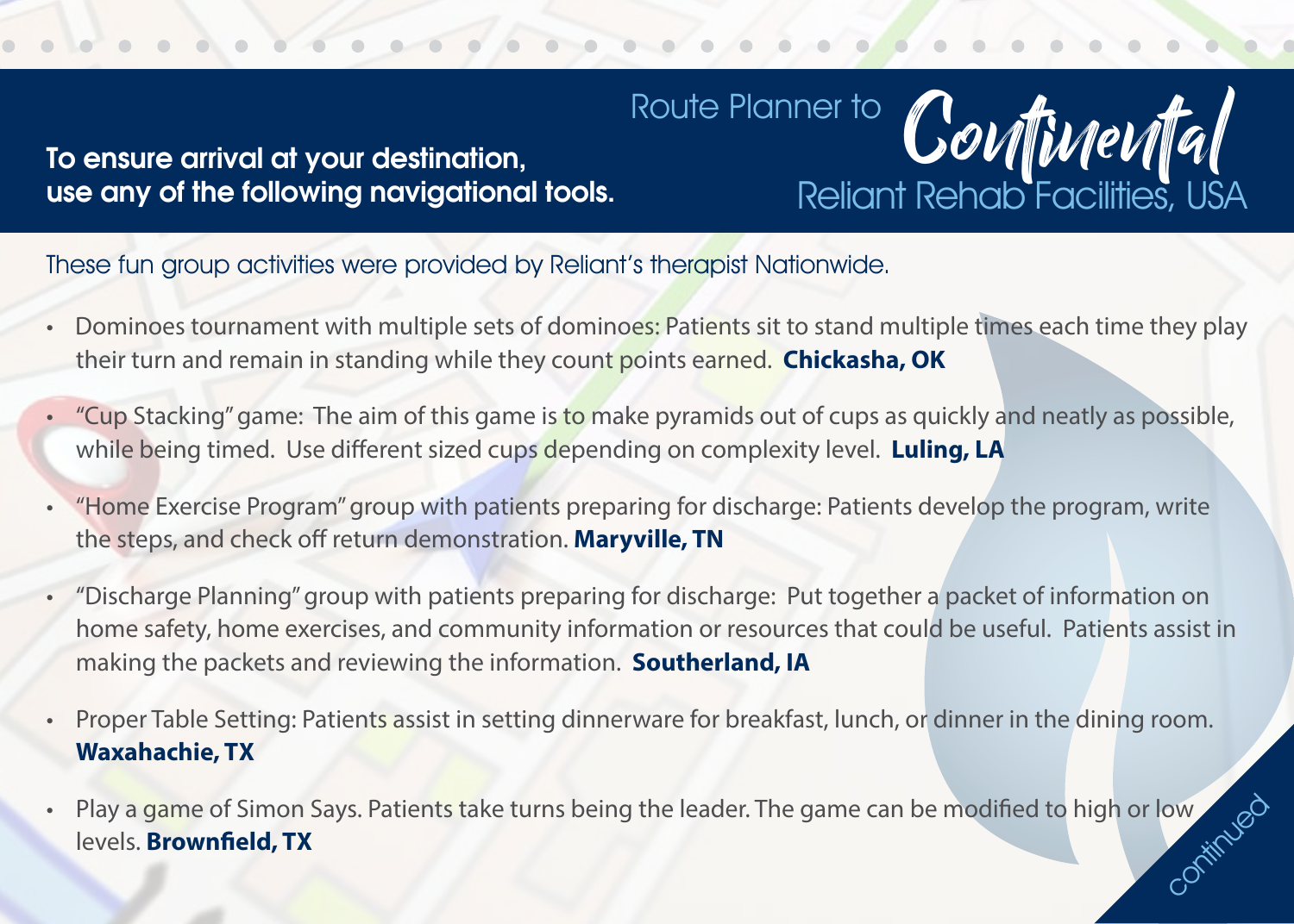To ensure arrival at your destination, use any of the following navigational tools.

# Route Planner to Continental

## Reliant Rehab Facilities, USA

These fun group activities were provided by Reliant's therapist Nationwide.

- Dominoes tournament with multiple sets of dominoes: Patients sit to stand multiple times each time they play their turn and remain in standing while they count points earned. **Chickasha, OK**
- "Cup Stacking" game: The aim of this game is to make pyramids out of cups as quickly and neatly as possible, while being timed. Use different sized cups depending on complexity level. **Luling, LA**
- "Home Exercise Program" group with patients preparing for discharge: Patients develop the program, write the steps, and check off return demonstration. **Maryville, TN**
- "Discharge Planning" group with patients preparing for discharge: Put together a packet of information on home safety, home exercises, and community information or resources that could be useful. Patients assist in making the packets and reviewing the information. **Southerland, IA**
- Proper Table Setting: Patients assist in setting dinnerware for breakfast, lunch, or dinner in the dining room. **Waxahachie, TX**
- Play a game of Simon Says. Patients take turns being the leader. The game can be modified to high or low levels. **Brownfield, TX**

continued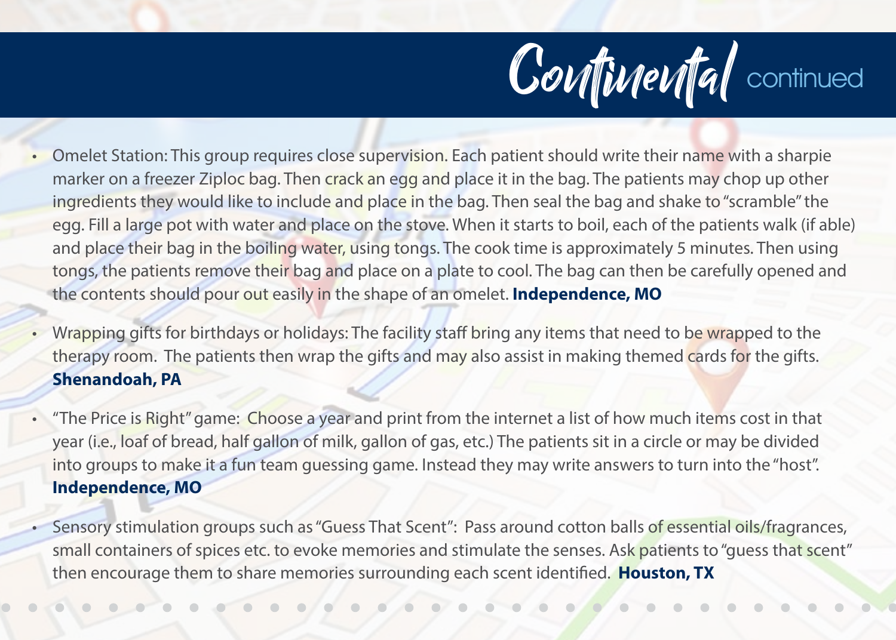# Continental continued

- Omelet Station: This group requires close supervision. Each patient should write their name with a sharpie marker on a freezer Ziploc bag. Then crack an egg and place it in the bag. The patients may chop up other ingredients they would like to include and place in the bag. Then seal the bag and shake to "scramble" the egg. Fill a large pot with water and place on the stove. When it starts to boil, each of the patients walk (if able) and place their bag in the boiling water, using tongs. The cook time is approximately 5 minutes. Then using tongs, the patients remove their bag and place on a plate to cool. The bag can then be carefully opened and the contents should pour out easily in the shape of an omelet. **Independence, MO**

- Wrapping gifts for birthdays or holidays: The facility staff bring any items that need to be wrapped to the therapy room. The patients then wrap the gifts and may also assist in making themed cards for the gifts. **Shenandoah, PA**

- "The Price is Right" game: Choose a year and print from the internet a list of how much items cost in that year (i.e., loaf of bread, half gallon of milk, gallon of gas, etc.) The patients sit in a circle or may be divided into groups to make it a fun team guessing game. Instead they may write answers to turn into the "host". **Independence, MO**

- Sensory stimulation groups such as "Guess That Scent": Pass around cotton balls of essential oils/fragrances, small containers of spices etc. to evoke memories and stimulate the senses. Ask patients to "guess that scent" then encourage them to share memories surrounding each scent identified. **Houston, TX**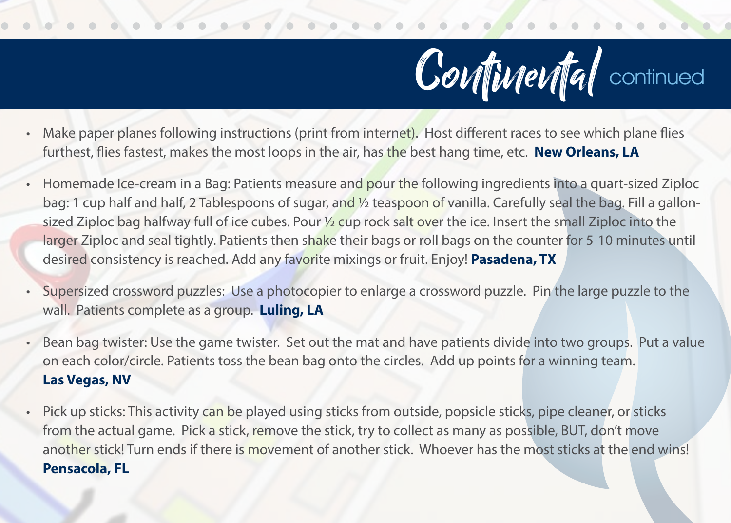# Continental continued

- Make paper planes following instructions (print from internet). Host different races to see which plane flies furthest, flies fastest, makes the most loops in the air, has the best hang time, etc. **New Orleans, LA**

- Homemade Ice-cream in a Bag: Patients measure and pour the following ingredients into a quart-sized Ziploc bag: 1 cup half and half, 2 Tablespoons of sugar, and ½ teaspoon of vanilla. Carefully seal the bag. Fill a gallon-sized Ziploc bag halfway full of ice cubes. Pour ½ cup rock salt over the ice. Insert the small Ziploc into the larger Ziploc and seal tightly. Patients then shake their bags or roll bags on the counter for 5-10 minutes until desired consistency is reached. Add any favorite mixings or fruit. Enjoy! **Pasadena, TX**

- Supersized crossword puzzles: Use a photocopier to enlarge a crossword puzzle. Pin the large puzzle to the wall. Patients complete as a group. **Luling, LA**

- Bean bag twister: Use the game twister. Set out the mat and have patients divide into two groups. Put a value on each color/circle. Patients toss the bean bag onto the circles. Add up points for a winning team. **Las Vegas, NV**

- Pick up sticks: This activity can be played using sticks from outside, popsicle sticks, pipe cleaner, or sticks from the actual game. Pick a stick, remove the stick, try to collect as many as possible, BUT, don't move another stick! Turn ends if there is movement of another stick. Whoever has the most sticks at the end wins! **Pensacola, FL**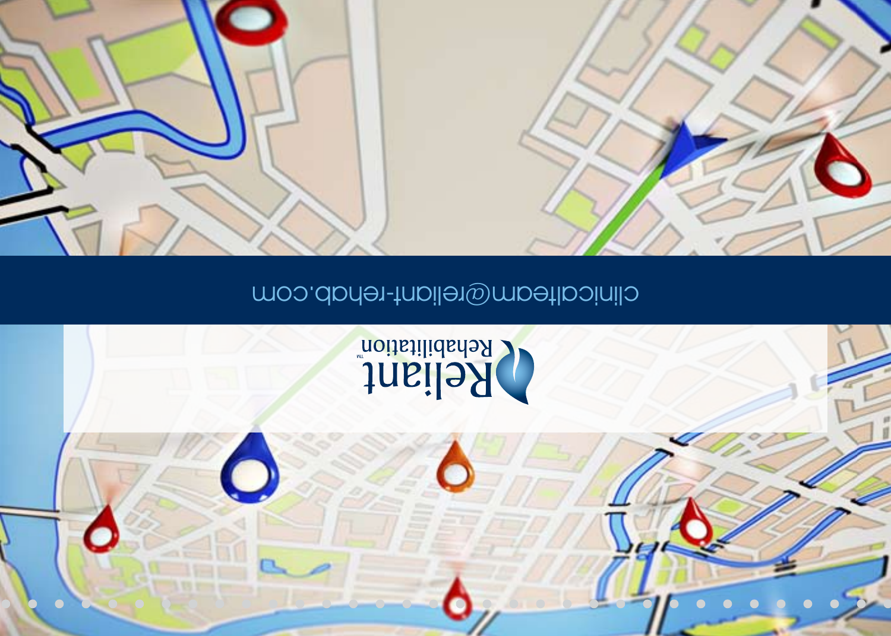clinicalteam@reliant-rehab.com

Reliant™ Rehabilitation